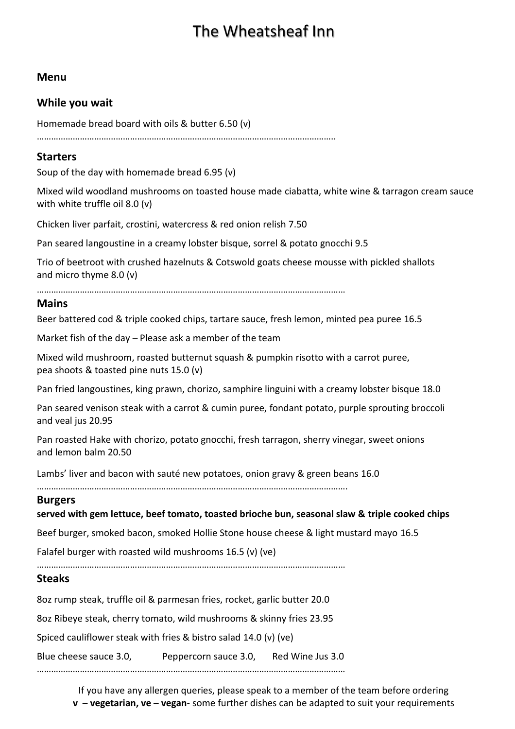# The Wheatsheaf Inn

### Menu

### While you wait

Homemade bread board with oils & butter 6.50 (v)

……………………………………………………………………………………………………………..

### Starters

Soup of the day with homemade bread 6.95 (v)

Mixed wild woodland mushrooms on toasted house made ciabatta, white wine & tarragon cream sauce with white truffle oil 8.0 (v)

Chicken liver parfait, crostini, watercress & red onion relish 7.50

Pan seared langoustine in a creamy lobster bisque, sorrel & potato gnocchi 9.5

Trio of beetroot with crushed hazelnuts & Cotswold goats cheese mousse with pickled shallots and micro thyme 8.0 (v)

………………………………………………………………………………………………………………

### Mains

Beer battered cod & triple cooked chips, tartare sauce, fresh lemon, minted pea puree 16.5

Market fish of the day – Please ask a member of the team

Mixed wild mushroom, roasted butternut squash & pumpkin risotto with a carrot puree, pea shoots & toasted pine nuts 15.0 (v)

Pan fried langoustines, king prawn, chorizo, samphire linguini with a creamy lobster bisque 18.0

Pan seared venison steak with a carrot & cumin puree, fondant potato, purple sprouting broccoli and veal jus 20.95

Pan roasted Hake with chorizo, potato gnocchi, fresh tarragon, sherry vinegar, sweet onions and lemon balm 20.50

Lambs' liver and bacon with sauté new potatoes, onion gravy & green beans 16.0

……………………………………………………………………………………………………………….

### Burgers

**served with gem lettuce, beef tomato, toasted brioche bun, seasonal slaw & triple cooked chips**

Beef burger, smoked bacon, smoked Hollie Stone house cheese & light mustard mayo 16.5

Falafel burger with roasted wild mushrooms 16.5 (v) (ve)

………………………………………………………………………………………………………………

### Steaks

8oz rump steak, truffle oil & parmesan fries, rocket, garlic butter 20.0

8oz Ribeye steak, cherry tomato, wild mushrooms & skinny fries 23.95

Spiced cauliflower steak with fries & bistro salad 14.0 (v) (ve)

Blue cheese sauce 3.0, Peppercorn sauce 3.0, Red Wine Jus 3.0

………………………………………………………………………………………………………………

If you have any allergen queries, please speak to a member of the team before ordering
**v – vegetarian, ve – vegan**- some further dishes can be adapted to suit your requirements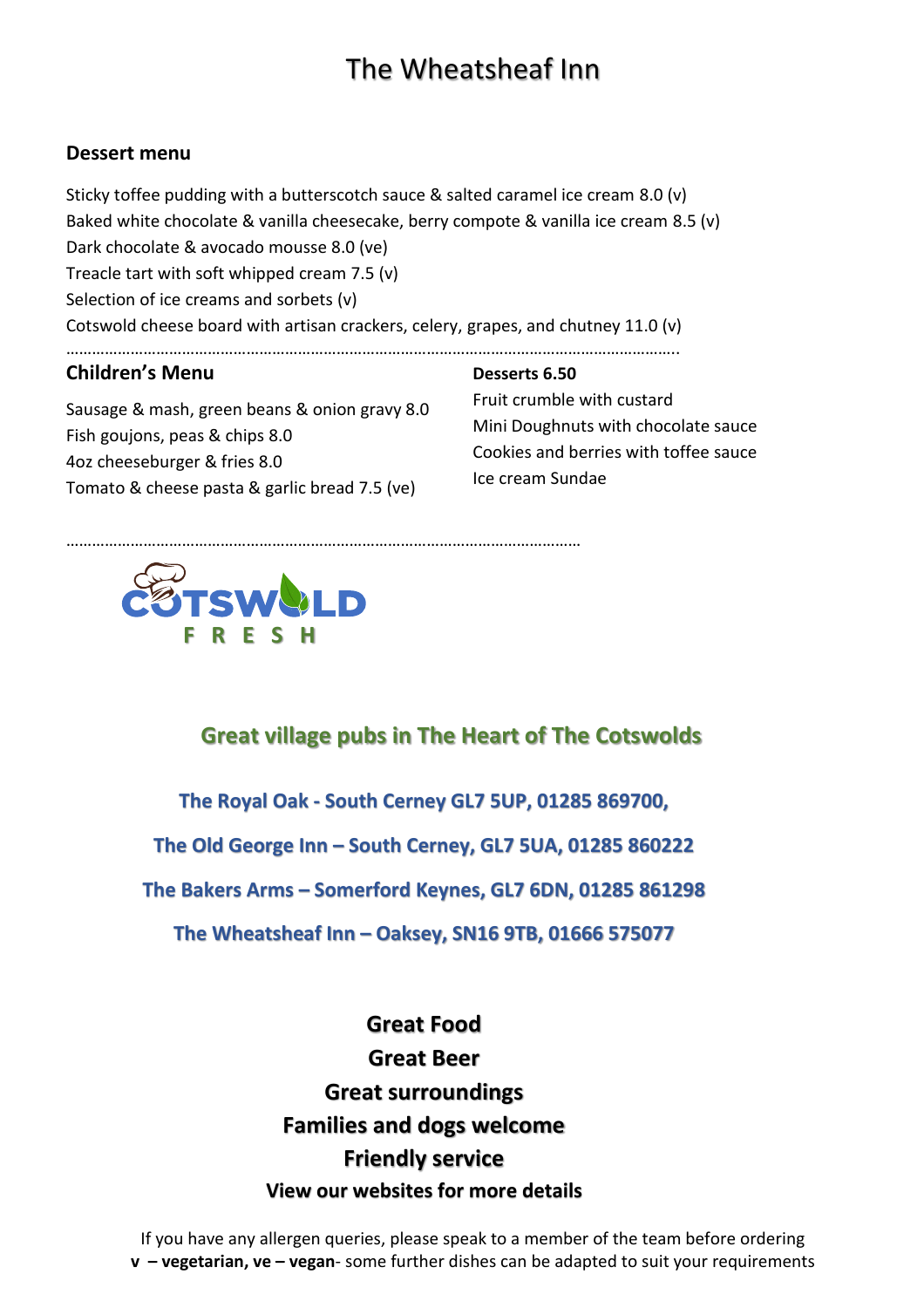# The Wheatsheaf Inn

## Dessert menu

Sticky toffee pudding with a butterscotch sauce & salted caramel ice cream 8.0 (v)
Baked white chocolate & vanilla cheesecake, berry compote & vanilla ice cream 8.5 (v)
Dark chocolate & avocado mousse 8.0 (ve)
Treacle tart with soft whipped cream 7.5 (v)
Selection of ice creams and sorbets (v)
Cotswold cheese board with artisan crackers, celery, grapes, and chutney 11.0 (v)

## Children's Menu

Sausage & mash, green beans & onion gravy 8.0
Fish goujons, peas & chips 8.0
4oz cheeseburger & fries 8.0
Tomato & cheese pasta & garlic bread 7.5 (ve)

**Desserts 6.50**

Fruit crumble with custard
Mini Doughnuts with chocolate sauce
Cookies and berries with toffee sauce
Ice cream Sundae

COTSWOLD FRESH

**Great village pubs in The Heart of The Cotswolds**

**The Royal Oak - South Cerney GL7 5UP, 01285 869700,**

**The Old George Inn – South Cerney, GL7 5UA, 01285 860222**

**The Bakers Arms – Somerford Keynes, GL7 6DN, 01285 861298**

**The Wheatsheaf Inn – Oaksey, SN16 9TB, 01666 575077**

**Great Food**
**Great Beer**
**Great surroundings**
**Families and dogs welcome**
**Friendly service**
**View our websites for more details**

If you have any allergen queries, please speak to a member of the team before ordering
**v – vegetarian, ve – vegan**- some further dishes can be adapted to suit your requirements